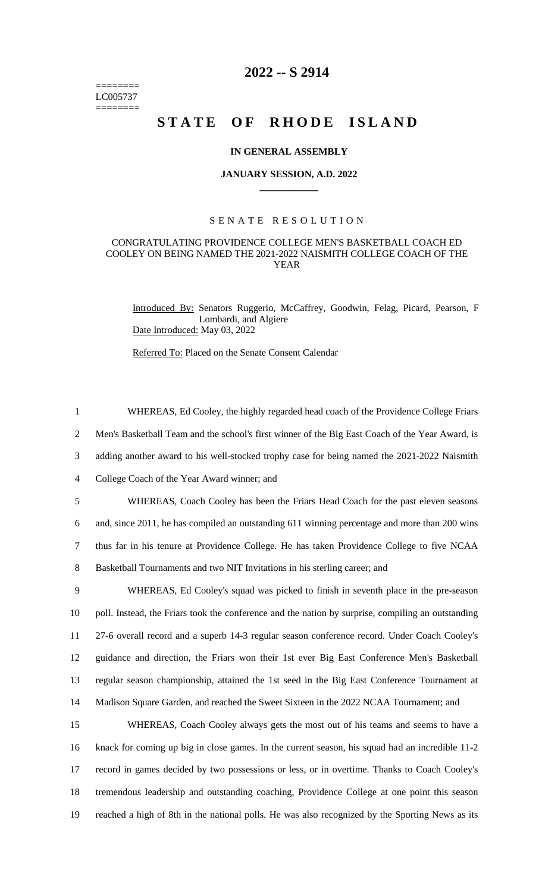========
LC005737
========

# 2022 -- S 2914

# STATE OF RHODE ISLAND

**IN GENERAL ASSEMBLY**

**JANUARY SESSION, A.D. 2022**

SENATE RESOLUTION

CONGRATULATING PROVIDENCE COLLEGE MEN'S BASKETBALL COACH ED COOLEY ON BEING NAMED THE 2021-2022 NAISMITH COLLEGE COACH OF THE YEAR

Introduced By: Senators Ruggerio, McCaffrey, Goodwin, Felag, Picard, Pearson, F Lombardi, and Algiere

Date Introduced: May 03, 2022

Referred To: Placed on the Senate Consent Calendar

1 WHEREAS, Ed Cooley, the highly regarded head coach of the Providence College Friars
2 Men's Basketball Team and the school's first winner of the Big East Coach of the Year Award, is
3 adding another award to his well-stocked trophy case for being named the 2021-2022 Naismith
4 College Coach of the Year Award winner; and

5 WHEREAS, Coach Cooley has been the Friars Head Coach for the past eleven seasons
6 and, since 2011, he has compiled an outstanding 611 winning percentage and more than 200 wins
7 thus far in his tenure at Providence College. He has taken Providence College to five NCAA
8 Basketball Tournaments and two NIT Invitations in his sterling career; and

9 WHEREAS, Ed Cooley's squad was picked to finish in seventh place in the pre-season
10 poll. Instead, the Friars took the conference and the nation by surprise, compiling an outstanding
11 27-6 overall record and a superb 14-3 regular season conference record. Under Coach Cooley's
12 guidance and direction, the Friars won their 1st ever Big East Conference Men's Basketball
13 regular season championship, attained the 1st seed in the Big East Conference Tournament at
14 Madison Square Garden, and reached the Sweet Sixteen in the 2022 NCAA Tournament; and

15 WHEREAS, Coach Cooley always gets the most out of his teams and seems to have a
16 knack for coming up big in close games. In the current season, his squad had an incredible 11-2
17 record in games decided by two possessions or less, or in overtime. Thanks to Coach Cooley's
18 tremendous leadership and outstanding coaching, Providence College at one point this season
19 reached a high of 8th in the national polls. He was also recognized by the Sporting News as its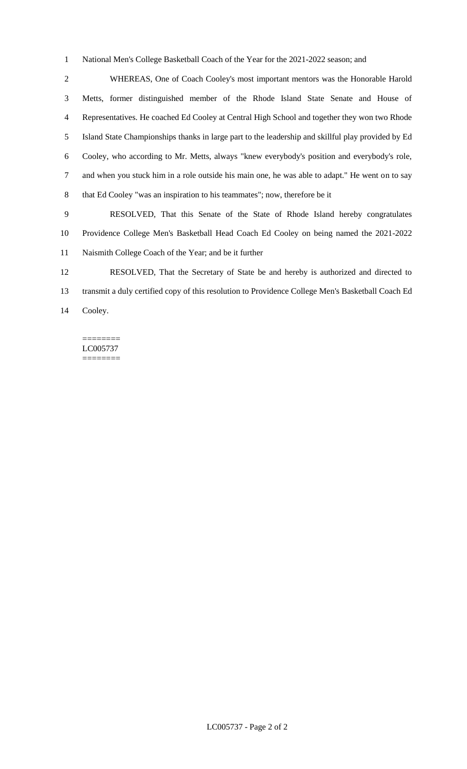National Men's College Basketball Coach of the Year for the 2021-2022 season; and

WHEREAS, One of Coach Cooley's most important mentors was the Honorable Harold Metts, former distinguished member of the Rhode Island State Senate and House of Representatives. He coached Ed Cooley at Central High School and together they won two Rhode Island State Championships thanks in large part to the leadership and skillful play provided by Ed Cooley, who according to Mr. Metts, always "knew everybody's position and everybody's role, and when you stuck him in a role outside his main one, he was able to adapt." He went on to say that Ed Cooley "was an inspiration to his teammates"; now, therefore be it

RESOLVED, That this Senate of the State of Rhode Island hereby congratulates Providence College Men's Basketball Head Coach Ed Cooley on being named the 2021-2022 Naismith College Coach of the Year; and be it further

RESOLVED, That the Secretary of State be and hereby is authorized and directed to transmit a duly certified copy of this resolution to Providence College Men's Basketball Coach Ed Cooley.

========
LC005737
========